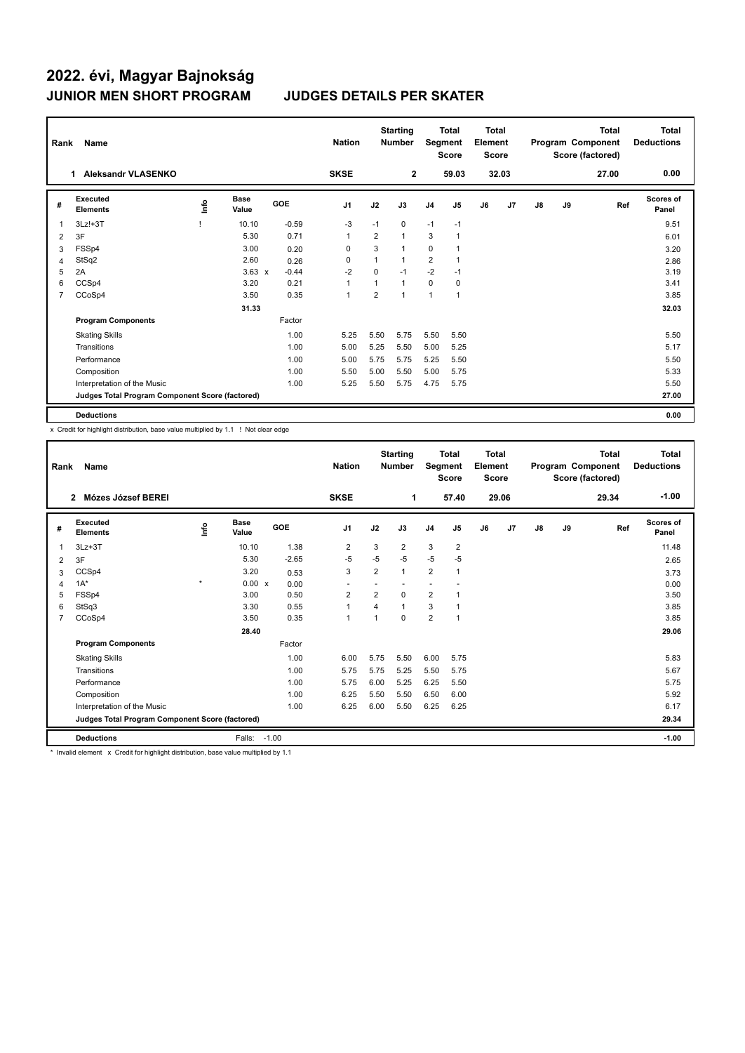# 2022. évi, Magyar Bajnokság

## JUNIOR MEN SHORT PROGRAM — JUDGES DETAILS PER SKATER

| Rank | Name | Nation | Starting Number | Total Segment Score | Total Element Score | Total Program Component Score (factored) | Total Deductions |
|---|---|---|---|---|---|---|---|
| 1 | Aleksandr VLASENKO | SKSE | 2 | 59.03 | 32.03 | 27.00 | 0.00 |

| # | Executed Elements | Info | Base Value | | GOE | J1 | J2 | J3 | J4 | J5 | J6 | J7 | J8 | J9 | Ref | Scores of Panel |
|---|---|---|---|---|---|---|---|---|---|---|---|---|---|---|---|---|
| 1 | 3Lz!+3T | ! | 10.10 | | -0.59 | -3 | -1 | 0 | -1 | -1 | | | | | | 9.51 |
| 2 | 3F | | 5.30 | | 0.71 | 1 | 2 | 1 | 3 | 1 | | | | | | 6.01 |
| 3 | FSSp4 | | 3.00 | | 0.20 | 0 | 3 | 1 | 0 | 1 | | | | | | 3.20 |
| 4 | StSq2 | | 2.60 | | 0.26 | 0 | 1 | 1 | 2 | 1 | | | | | | 2.86 |
| 5 | 2A | | 3.63 | x | -0.44 | -2 | 0 | -1 | -2 | -1 | | | | | | 3.19 |
| 6 | CCSp4 | | 3.20 | | 0.21 | 1 | 1 | 1 | 0 | 0 | | | | | | 3.41 |
| 7 | CCoSp4 | | 3.50 | | 0.35 | 1 | 2 | 1 | 1 | 1 | | | | | | 3.85 |
| | | | 31.33 | | | | | | | | | | | | | 32.03 |
| | **Program Components** | | | | Factor | | | | | | | | | | | |
| | Skating Skills | | | | 1.00 | 5.25 | 5.50 | 5.75 | 5.50 | 5.50 | | | | | | 5.50 |
| | Transitions | | | | 1.00 | 5.00 | 5.25 | 5.50 | 5.00 | 5.25 | | | | | | 5.17 |
| | Performance | | | | 1.00 | 5.00 | 5.75 | 5.75 | 5.25 | 5.50 | | | | | | 5.50 |
| | Composition | | | | 1.00 | 5.50 | 5.00 | 5.50 | 5.00 | 5.75 | | | | | | 5.33 |
| | Interpretation of the Music | | | | 1.00 | 5.25 | 5.50 | 5.75 | 4.75 | 5.75 | | | | | | 5.50 |
| | **Judges Total Program Component Score (factored)** | | | | | | | | | | | | | | | 27.00 |
| | **Deductions** | | | | | | | | | | | | | | | 0.00 |

x Credit for highlight distribution, base value multiplied by 1.1 ! Not clear edge

| Rank | Name | Nation | Starting Number | Total Segment Score | Total Element Score | Total Program Component Score (factored) | Total Deductions |
|---|---|---|---|---|---|---|---|
| 2 | Mózes József BEREI | SKSE | 1 | 57.40 | 29.06 | 29.34 | -1.00 |

| # | Executed Elements | Info | Base Value | | GOE | J1 | J2 | J3 | J4 | J5 | J6 | J7 | J8 | J9 | Ref | Scores of Panel |
|---|---|---|---|---|---|---|---|---|---|---|---|---|---|---|---|---|
| 1 | 3Lz+3T | | 10.10 | | 1.38 | 2 | 3 | 2 | 3 | 2 | | | | | | 11.48 |
| 2 | 3F | | 5.30 | | -2.65 | -5 | -5 | -5 | -5 | -5 | | | | | | 2.65 |
| 3 | CCSp4 | | 3.20 | | 0.53 | 3 | 2 | 1 | 2 | 1 | | | | | | 3.73 |
| 4 | 1A* | * | 0.00 | x | 0.00 | - | - | - | - | - | | | | | | 0.00 |
| 5 | FSSp4 | | 3.00 | | 0.50 | 2 | 2 | 0 | 2 | 1 | | | | | | 3.50 |
| 6 | StSq3 | | 3.30 | | 0.55 | 1 | 4 | 1 | 3 | 1 | | | | | | 3.85 |
| 7 | CCoSp4 | | 3.50 | | 0.35 | 1 | 1 | 0 | 2 | 1 | | | | | | 3.85 |
| | | | 28.40 | | | | | | | | | | | | | 29.06 |
| | **Program Components** | | | | Factor | | | | | | | | | | | |
| | Skating Skills | | | | 1.00 | 6.00 | 5.75 | 5.50 | 6.00 | 5.75 | | | | | | 5.83 |
| | Transitions | | | | 1.00 | 5.75 | 5.75 | 5.25 | 5.50 | 5.75 | | | | | | 5.67 |
| | Performance | | | | 1.00 | 5.75 | 6.00 | 5.25 | 6.25 | 5.50 | | | | | | 5.75 |
| | Composition | | | | 1.00 | 6.25 | 5.50 | 5.50 | 6.50 | 6.00 | | | | | | 5.92 |
| | Interpretation of the Music | | | | 1.00 | 6.25 | 6.00 | 5.50 | 6.25 | 6.25 | | | | | | 6.17 |
| | **Judges Total Program Component Score (factored)** | | | | | | | | | | | | | | | 29.34 |
| | **Deductions** | | Falls: | | -1.00 | | | | | | | | | | | -1.00 |

\* Invalid element x Credit for highlight distribution, base value multiplied by 1.1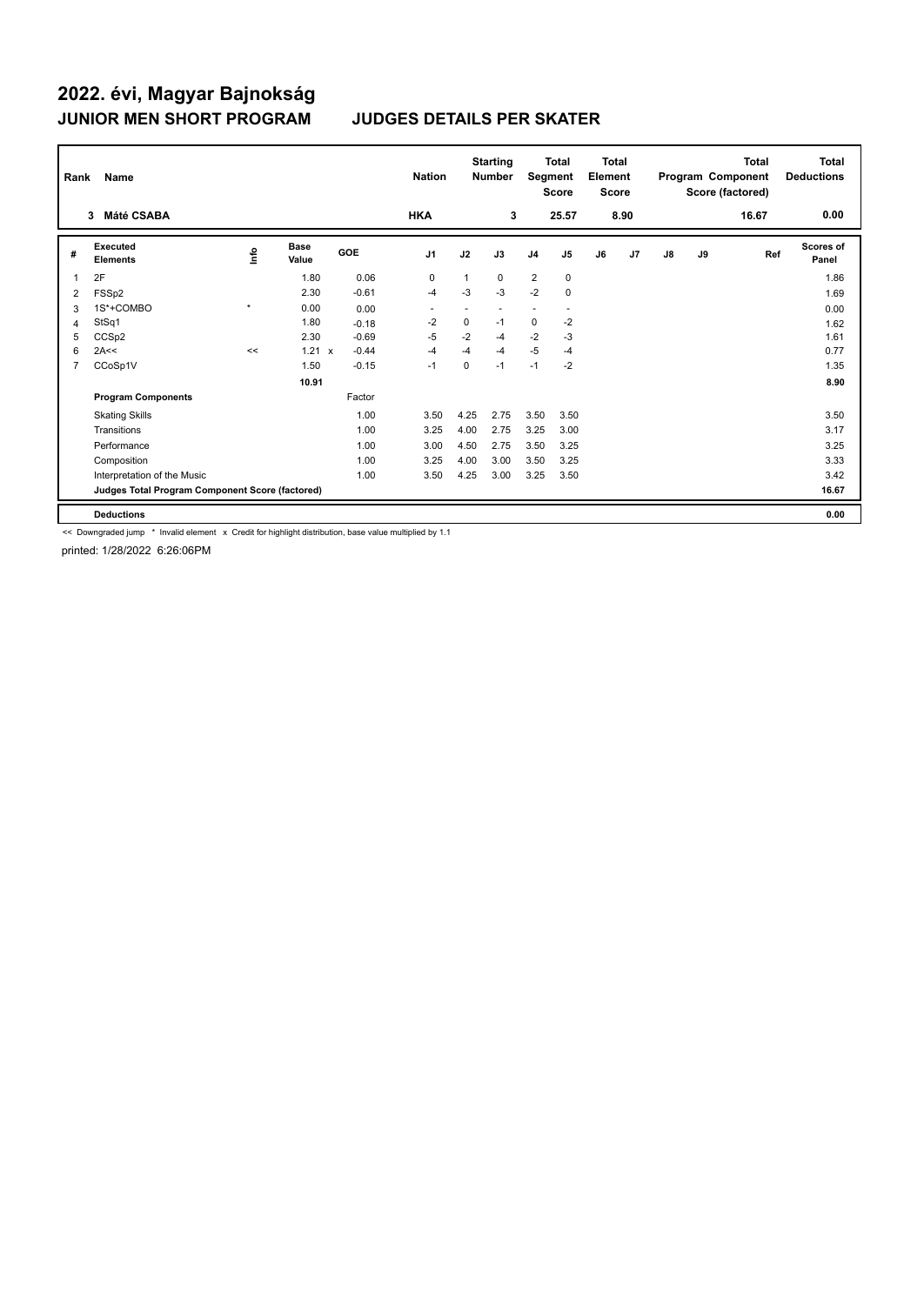# 2022. évi, Magyar Bajnokság

## JUNIOR MEN SHORT PROGRAM JUDGES DETAILS PER SKATER

| Rank | Name | Nation | Starting Number | Total Segment Score | Total Element Score | Total Program Component Score (factored) | Total Deductions |
|---|---|---|---|---|---|---|---|
| 3 | Máté CSABA | HKA | 3 | 25.57 | 8.90 | 16.67 | 0.00 |

| # | Executed Elements | Info | Base Value | | GOE | J1 | J2 | J3 | J4 | J5 | J6 | J7 | J8 | J9 | Ref | Scores of Panel |
|---|---|---|---|---|---|---|---|---|---|---|---|---|---|---|---|---|
| 1 | 2F | | 1.80 | | 0.06 | 0 | 1 | 0 | 2 | 0 | | | | | | 1.86 |
| 2 | FSSp2 | | 2.30 | | -0.61 | -4 | -3 | -3 | -2 | 0 | | | | | | 1.69 |
| 3 | 1S*+COMBO | * | 0.00 | | 0.00 | - | - | - | - | - | | | | | | 0.00 |
| 4 | StSq1 | | 1.80 | | -0.18 | -2 | 0 | -1 | 0 | -2 | | | | | | 1.62 |
| 5 | CCSp2 | | 2.30 | | -0.69 | -5 | -2 | -4 | -2 | -3 | | | | | | 1.61 |
| 6 | 2A<< | << | 1.21 | x | -0.44 | -4 | -4 | -4 | -5 | -4 | | | | | | 0.77 |
| 7 | CCoSp1V | | 1.50 | | -0.15 | -1 | 0 | -1 | -1 | -2 | | | | | | 1.35 |
| | | | 10.91 | | | | | | | | | | | | | 8.90 |
| | **Program Components** | | | | Factor | | | | | | | | | | | |
| | Skating Skills | | | | 1.00 | 3.50 | 4.25 | 2.75 | 3.50 | 3.50 | | | | | | 3.50 |
| | Transitions | | | | 1.00 | 3.25 | 4.00 | 2.75 | 3.25 | 3.00 | | | | | | 3.17 |
| | Performance | | | | 1.00 | 3.00 | 4.50 | 2.75 | 3.50 | 3.25 | | | | | | 3.25 |
| | Composition | | | | 1.00 | 3.25 | 4.00 | 3.00 | 3.50 | 3.25 | | | | | | 3.33 |
| | Interpretation of the Music | | | | 1.00 | 3.50 | 4.25 | 3.00 | 3.25 | 3.50 | | | | | | 3.42 |
| | **Judges Total Program Component Score (factored)** | | | | | | | | | | | | | | | 16.67 |
| | **Deductions** | | | | | | | | | | | | | | | 0.00 |

<< Downgraded jump * Invalid element x Credit for highlight distribution, base value multiplied by 1.1

printed: 1/28/2022 6:26:06PM